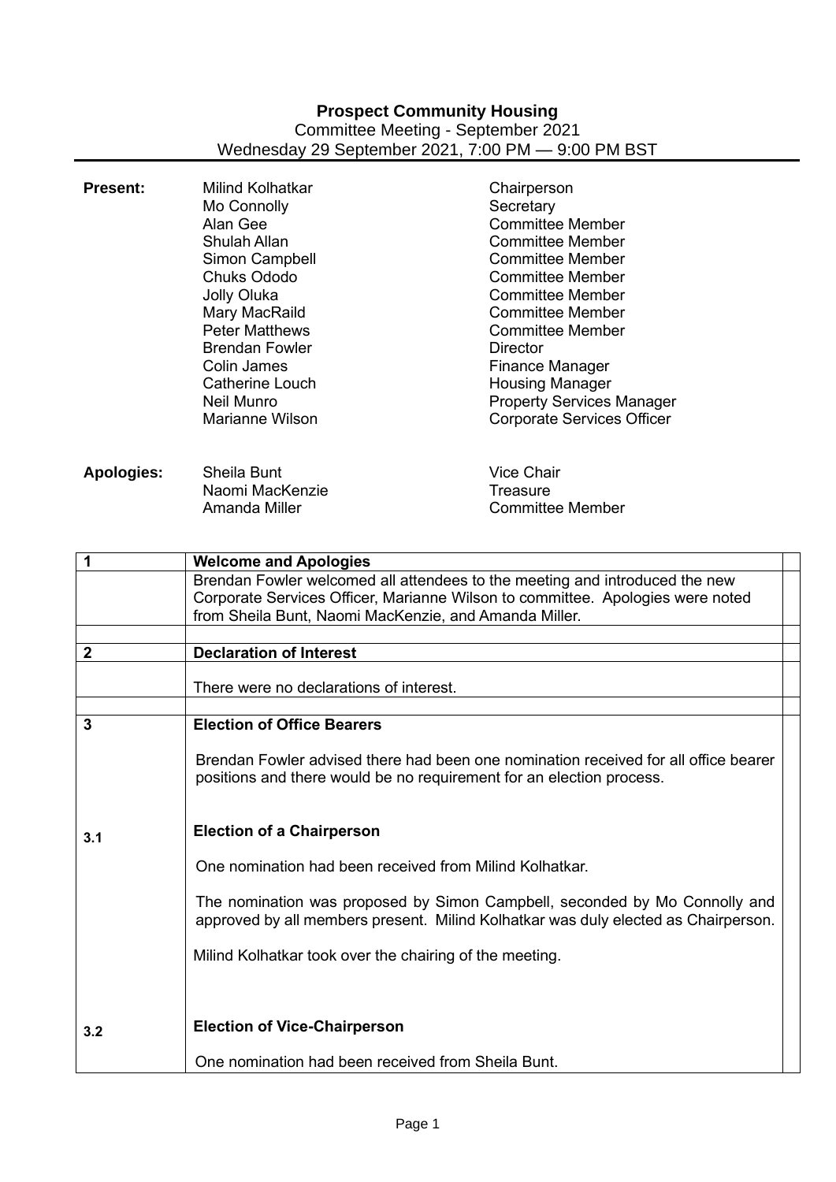**Prospect Community Housing**

Committee Meeting - September 2021

Wednesday 29 September 2021, 7:00 PM — 9:00 PM BST

| **Present:** | Milind Kolhatkar | Chairperson |
|---|---|---|
| | Mo Connolly | Secretary |
| | Alan Gee | Committee Member |
| | Shulah Allan | Committee Member |
| | Simon Campbell | Committee Member |
| | Chuks Ododo | Committee Member |
| | Jolly Oluka | Committee Member |
| | Mary MacRaild | Committee Member |
| | Peter Matthews | Committee Member |
| | Brendan Fowler | Director |
| | Colin James | Finance Manager |
| | Catherine Louch | Housing Manager |
| | Neil Munro | Property Services Manager |
| | Marianne Wilson | Corporate Services Officer |

| **Apologies:** | Sheila Bunt | Vice Chair |
|---|---|---|
| | Naomi MacKenzie | Treasure |
| | Amanda Miller | Committee Member |

| | | |
|---|---|---|
| **1** | **Welcome and Apologies** | |
| | Brendan Fowler welcomed all attendees to the meeting and introduced the new Corporate Services Officer, Marianne Wilson to committee. Apologies were noted from Sheila Bunt, Naomi MacKenzie, and Amanda Miller. | |
| | | |
| **2** | **Declaration of Interest** | |
| | There were no declarations of interest. | |
| | | |
| **3** | **Election of Office Bearers**<br><br>Brendan Fowler advised there had been one nomination received for all office bearer positions and there would be no requirement for an election process. | |
| **3.1** | **Election of a Chairperson**<br><br>One nomination had been received from Milind Kolhatkar.<br><br>The nomination was proposed by Simon Campbell, seconded by Mo Connolly and approved by all members present. Milind Kolhatkar was duly elected as Chairperson.<br><br>Milind Kolhatkar took over the chairing of the meeting. | |
| **3.2** | **Election of Vice-Chairperson**<br><br>One nomination had been received from Sheila Bunt. | |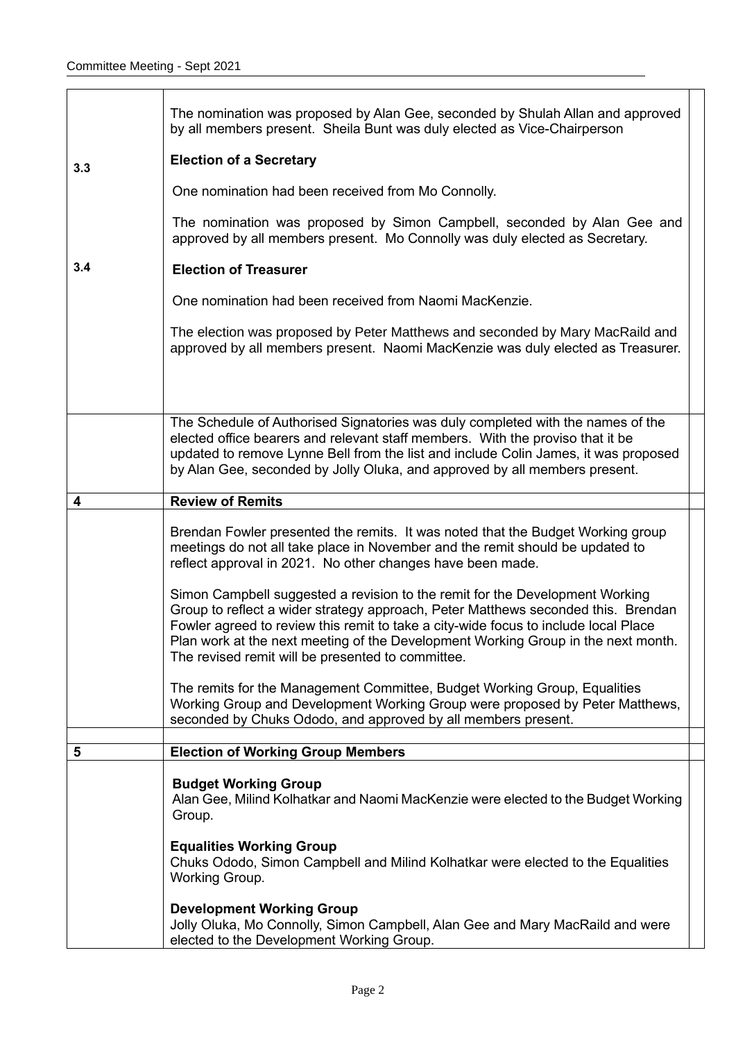The nomination was proposed by Alan Gee, seconded by Shulah Allan and approved by all members present. Sheila Bunt was duly elected as Vice-Chairperson

**3.3 Election of a Secretary**

One nomination had been received from Mo Connolly.

The nomination was proposed by Simon Campbell, seconded by Alan Gee and approved by all members present. Mo Connolly was duly elected as Secretary.

**3.4 Election of Treasurer**

One nomination had been received from Naomi MacKenzie.

The election was proposed by Peter Matthews and seconded by Mary MacRaild and approved by all members present. Naomi MacKenzie was duly elected as Treasurer.

The Schedule of Authorised Signatories was duly completed with the names of the elected office bearers and relevant staff members. With the proviso that it be updated to remove Lynne Bell from the list and include Colin James, it was proposed by Alan Gee, seconded by Jolly Oluka, and approved by all members present.

## 4 Review of Remits

Brendan Fowler presented the remits. It was noted that the Budget Working group meetings do not all take place in November and the remit should be updated to reflect approval in 2021. No other changes have been made.

Simon Campbell suggested a revision to the remit for the Development Working Group to reflect a wider strategy approach, Peter Matthews seconded this. Brendan Fowler agreed to review this remit to take a city-wide focus to include local Place Plan work at the next meeting of the Development Working Group in the next month. The revised remit will be presented to committee.

The remits for the Management Committee, Budget Working Group, Equalities Working Group and Development Working Group were proposed by Peter Matthews, seconded by Chuks Ododo, and approved by all members present.

## 5 Election of Working Group Members

**Budget Working Group**
Alan Gee, Milind Kolhatkar and Naomi MacKenzie were elected to the Budget Working Group.

**Equalities Working Group**
Chuks Ododo, Simon Campbell and Milind Kolhatkar were elected to the Equalities Working Group.

**Development Working Group**
Jolly Oluka, Mo Connolly, Simon Campbell, Alan Gee and Mary MacRaild and were elected to the Development Working Group.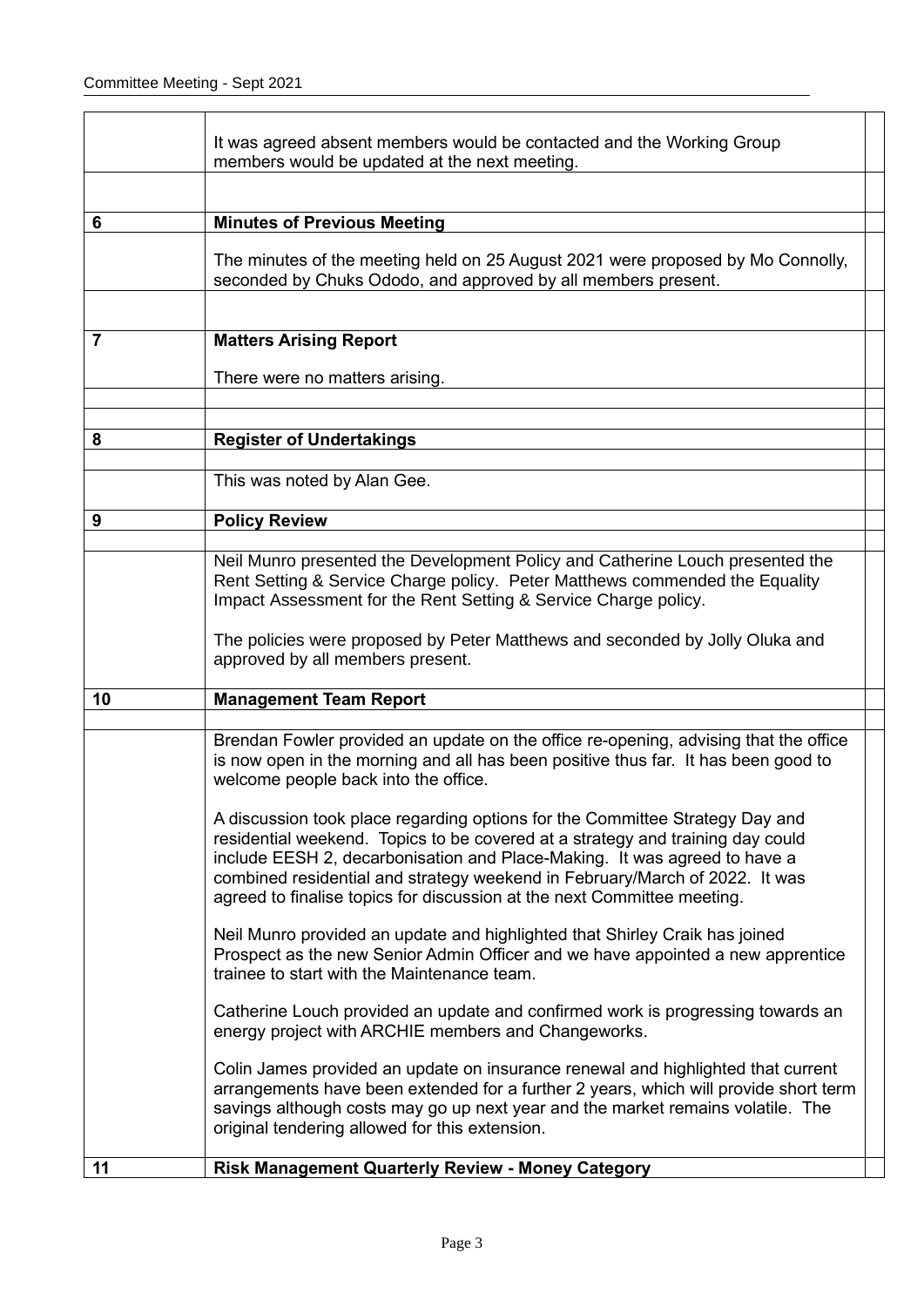| | | |
|---|---|---|
| | It was agreed absent members would be contacted and the Working Group members would be updated at the next meeting. | |
| | | |
| **6** | **Minutes of Previous Meeting** | |
| | The minutes of the meeting held on 25 August 2021 were proposed by Mo Connolly, seconded by Chuks Ododo, and approved by all members present. | |
| | | |
| **7** | **Matters Arising Report**<br><br>There were no matters arising. | |
| | | |
| | | |
| **8** | **Register of Undertakings** | |
| | | |
| | This was noted by Alan Gee. | |
| **9** | **Policy Review** | |
| | | |
| | Neil Munro presented the Development Policy and Catherine Louch presented the Rent Setting & Service Charge policy. Peter Matthews commended the Equality Impact Assessment for the Rent Setting & Service Charge policy.<br><br>The policies were proposed by Peter Matthews and seconded by Jolly Oluka and approved by all members present. | |
| **10** | **Management Team Report** | |
| | | |
| | Brendan Fowler provided an update on the office re-opening, advising that the office is now open in the morning and all has been positive thus far. It has been good to welcome people back into the office.<br><br>A discussion took place regarding options for the Committee Strategy Day and residential weekend. Topics to be covered at a strategy and training day could include EESH 2, decarbonisation and Place-Making. It was agreed to have a combined residential and strategy weekend in February/March of 2022. It was agreed to finalise topics for discussion at the next Committee meeting.<br><br>Neil Munro provided an update and highlighted that Shirley Craik has joined Prospect as the new Senior Admin Officer and we have appointed a new apprentice trainee to start with the Maintenance team.<br><br>Catherine Louch provided an update and confirmed work is progressing towards an energy project with ARCHIE members and Changeworks.<br><br>Colin James provided an update on insurance renewal and highlighted that current arrangements have been extended for a further 2 years, which will provide short term savings although costs may go up next year and the market remains volatile. The original tendering allowed for this extension. | |
| **11** | **Risk Management Quarterly Review - Money Category** | |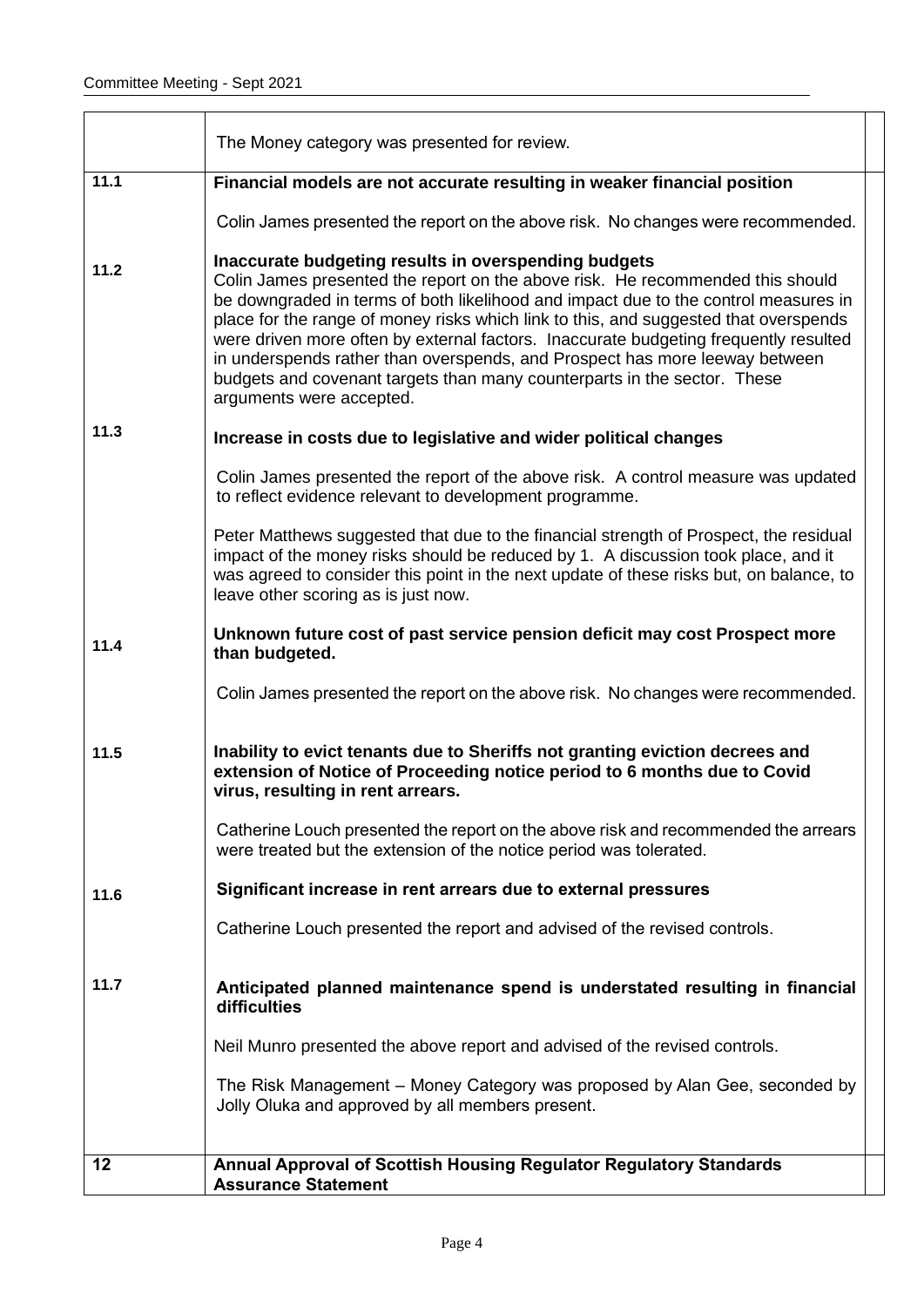| | | |
|---|---|---|
| | The Money category was presented for review. | |
| **11.1** | **Financial models are not accurate resulting in weaker financial position**<br><br>Colin James presented the report on the above risk. No changes were recommended. | |
| **11.2** | **Inaccurate budgeting results in overspending budgets**<br>Colin James presented the report on the above risk. He recommended this should be downgraded in terms of both likelihood and impact due to the control measures in place for the range of money risks which link to this, and suggested that overspends were driven more often by external factors. Inaccurate budgeting frequently resulted in underspends rather than overspends, and Prospect has more leeway between budgets and covenant targets than many counterparts in the sector. These arguments were accepted. | |
| **11.3** | **Increase in costs due to legislative and wider political changes**<br><br>Colin James presented the report of the above risk. A control measure was updated to reflect evidence relevant to development programme.<br><br>Peter Matthews suggested that due to the financial strength of Prospect, the residual impact of the money risks should be reduced by 1. A discussion took place, and it was agreed to consider this point in the next update of these risks but, on balance, to leave other scoring as is just now. | |
| **11.4** | **Unknown future cost of past service pension deficit may cost Prospect more than budgeted.**<br><br>Colin James presented the report on the above risk. No changes were recommended. | |
| **11.5** | **Inability to evict tenants due to Sheriffs not granting eviction decrees and extension of Notice of Proceeding notice period to 6 months due to Covid virus, resulting in rent arrears.**<br><br>Catherine Louch presented the report on the above risk and recommended the arrears were treated but the extension of the notice period was tolerated. | |
| **11.6** | **Significant increase in rent arrears due to external pressures**<br><br>Catherine Louch presented the report and advised of the revised controls. | |
| **11.7** | **Anticipated planned maintenance spend is understated resulting in financial difficulties**<br><br>Neil Munro presented the above report and advised of the revised controls.<br><br>The Risk Management – Money Category was proposed by Alan Gee, seconded by Jolly Oluka and approved by all members present. | |
| **12** | **Annual Approval of Scottish Housing Regulator Regulatory Standards Assurance Statement** | |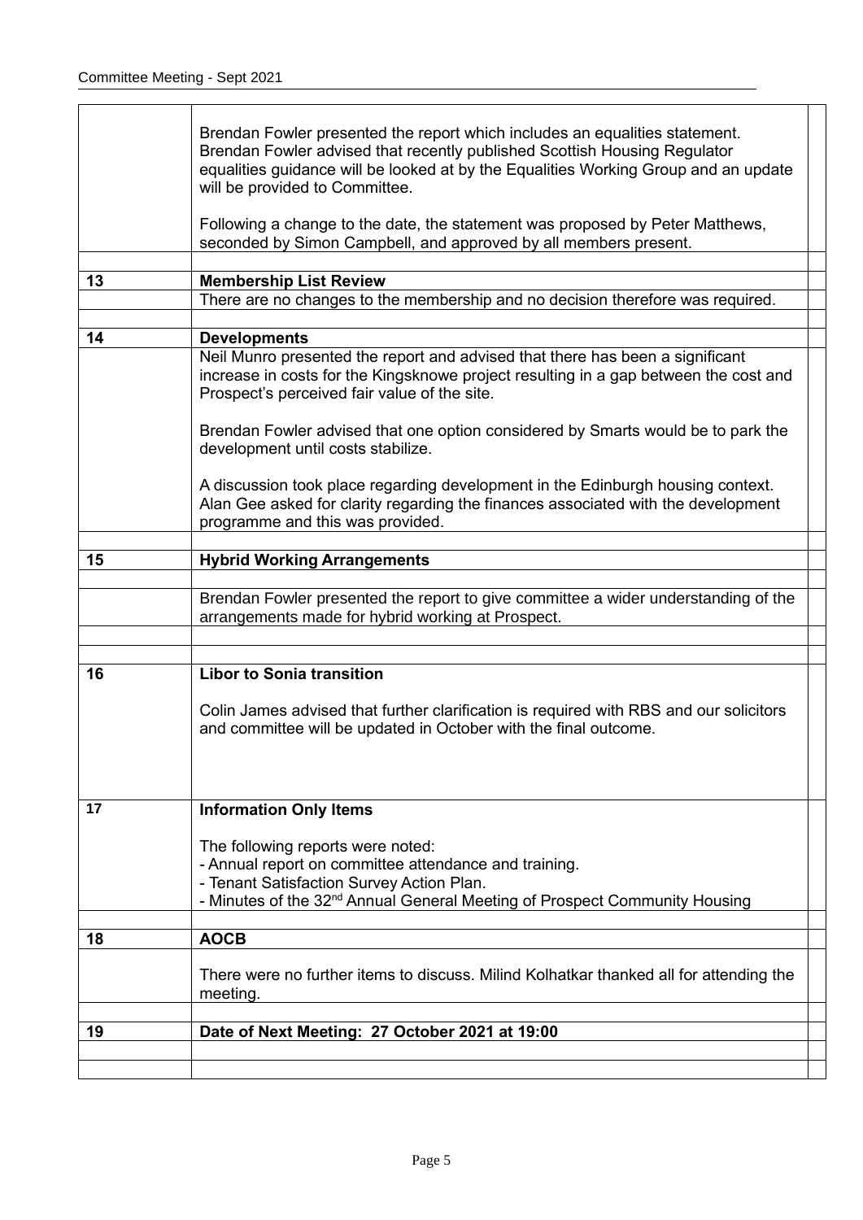| | | |
|---|---|---|
| | Brendan Fowler presented the report which includes an equalities statement. Brendan Fowler advised that recently published Scottish Housing Regulator equalities guidance will be looked at by the Equalities Working Group and an update will be provided to Committee.<br><br>Following a change to the date, the statement was proposed by Peter Matthews, seconded by Simon Campbell, and approved by all members present. | |
| | | |
| **13** | **Membership List Review** | |
| | There are no changes to the membership and no decision therefore was required. | |
| | | |
| **14** | **Developments** | |
| | Neil Munro presented the report and advised that there has been a significant increase in costs for the Kingsknowe project resulting in a gap between the cost and Prospect's perceived fair value of the site.<br><br>Brendan Fowler advised that one option considered by Smarts would be to park the development until costs stabilize.<br><br>A discussion took place regarding development in the Edinburgh housing context. Alan Gee asked for clarity regarding the finances associated with the development programme and this was provided. | |
| | | |
| **15** | **Hybrid Working Arrangements** | |
| | | |
| | Brendan Fowler presented the report to give committee a wider understanding of the arrangements made for hybrid working at Prospect. | |
| | | |
| | | |
| **16** | **Libor to Sonia transition**<br><br>Colin James advised that further clarification is required with RBS and our solicitors and committee will be updated in October with the final outcome. | |
| **17** | **Information Only Items**<br><br>The following reports were noted:<br>- Annual report on committee attendance and training.<br>- Tenant Satisfaction Survey Action Plan.<br>- Minutes of the 32nd Annual General Meeting of Prospect Community Housing | |
| | | |
| **18** | **AOCB** | |
| | There were no further items to discuss. Milind Kolhatkar thanked all for attending the meeting. | |
| | | |
| **19** | **Date of Next Meeting: 27 October 2021 at 19:00** | |
| | | |
| | | |